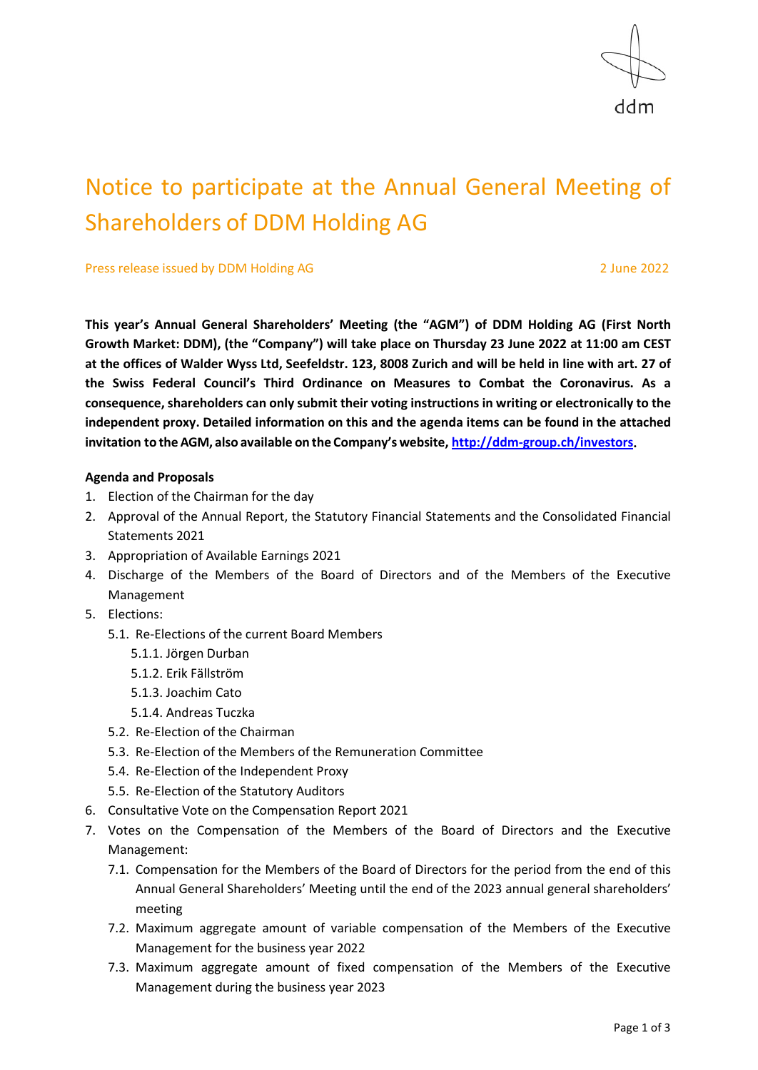ddm

# Notice to participate at the Annual General Meeting of Shareholders of DDM Holding AG

Press release issued by DDM Holding AG 2 June 2022

**This year's Annual General Shareholders' Meeting (the "AGM") of DDM Holding AG (First North Growth Market: DDM), (the "Company") will take place on Thursday 23 June 2022 at 11:00 am CEST at the offices of Walder Wyss Ltd, Seefeldstr. 123, 8008 Zurich and will be held in line with art. 27 of the Swiss Federal Council's Third Ordinance on Measures to Combat the Coronavirus. As a consequence, shareholders can only submit their voting instructions in writing or electronically to the independent proxy. Detailed information on this and the agenda items can be found in the attached invitation to the AGM, also available on the Company's website, [http://ddm-group.ch/investors](http://ddm-group.ch/investors).**

**Agenda and Proposals**

1. Election of the Chairman for the day
2. Approval of the Annual Report, the Statutory Financial Statements and the Consolidated Financial Statements 2021
3. Appropriation of Available Earnings 2021
4. Discharge of the Members of the Board of Directors and of the Members of the Executive Management
5. Elections:
   - 5.1. Re-Elections of the current Board Members
     - 5.1.1. Jörgen Durban
     - 5.1.2. Erik Fällström
     - 5.1.3. Joachim Cato
     - 5.1.4. Andreas Tuczka
   - 5.2. Re-Election of the Chairman
   - 5.3. Re-Election of the Members of the Remuneration Committee
   - 5.4. Re-Election of the Independent Proxy
   - 5.5. Re-Election of the Statutory Auditors
6. Consultative Vote on the Compensation Report 2021
7. Votes on the Compensation of the Members of the Board of Directors and the Executive Management:
   - 7.1. Compensation for the Members of the Board of Directors for the period from the end of this Annual General Shareholders' Meeting until the end of the 2023 annual general shareholders' meeting
   - 7.2. Maximum aggregate amount of variable compensation of the Members of the Executive Management for the business year 2022
   - 7.3. Maximum aggregate amount of fixed compensation of the Members of the Executive Management during the business year 2023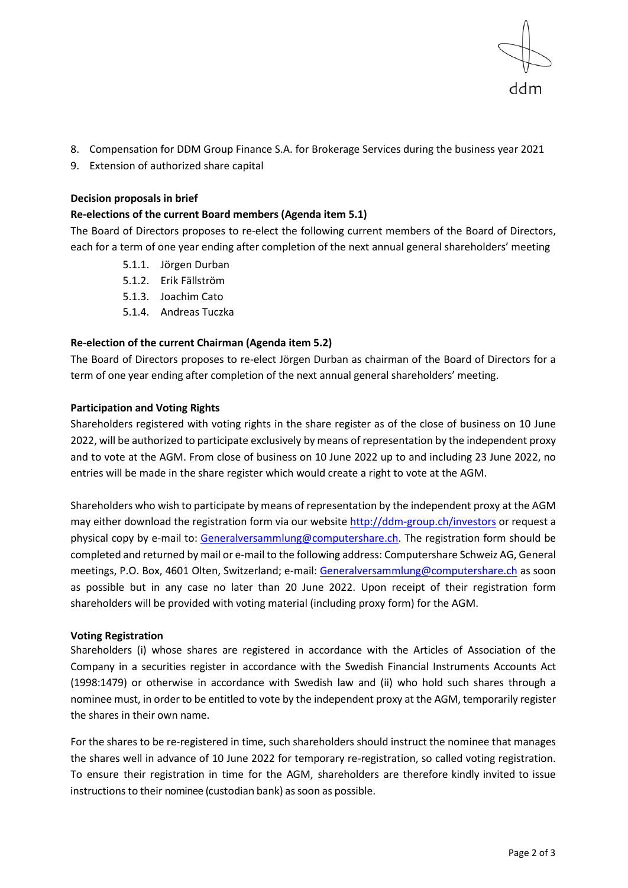8. Compensation for DDM Group Finance S.A. for Brokerage Services during the business year 2021
9. Extension of authorized share capital

**Decision proposals in brief**

**Re-elections of the current Board members (Agenda item 5.1)**

The Board of Directors proposes to re-elect the following current members of the Board of Directors, each for a term of one year ending after completion of the next annual general shareholders' meeting

- 5.1.1. Jörgen Durban
- 5.1.2. Erik Fällström
- 5.1.3. Joachim Cato
- 5.1.4. Andreas Tuczka

**Re-election of the current Chairman (Agenda item 5.2)**

The Board of Directors proposes to re-elect Jörgen Durban as chairman of the Board of Directors for a term of one year ending after completion of the next annual general shareholders' meeting.

**Participation and Voting Rights**

Shareholders registered with voting rights in the share register as of the close of business on 10 June 2022, will be authorized to participate exclusively by means of representation by the independent proxy and to vote at the AGM. From close of business on 10 June 2022 up to and including 23 June 2022, no entries will be made in the share register which would create a right to vote at the AGM.

Shareholders who wish to participate by means of representation by the independent proxy at the AGM may either download the registration form via our website http://ddm-group.ch/investors or request a physical copy by e-mail to: Generalversammlung@computershare.ch. The registration form should be completed and returned by mail or e-mail to the following address: Computershare Schweiz AG, General meetings, P.O. Box, 4601 Olten, Switzerland; e-mail: Generalversammlung@computershare.ch as soon as possible but in any case no later than 20 June 2022. Upon receipt of their registration form shareholders will be provided with voting material (including proxy form) for the AGM.

**Voting Registration**

Shareholders (i) whose shares are registered in accordance with the Articles of Association of the Company in a securities register in accordance with the Swedish Financial Instruments Accounts Act (1998:1479) or otherwise in accordance with Swedish law and (ii) who hold such shares through a nominee must, in order to be entitled to vote by the independent proxy at the AGM, temporarily register the shares in their own name.

For the shares to be re-registered in time, such shareholders should instruct the nominee that manages the shares well in advance of 10 June 2022 for temporary re-registration, so called voting registration. To ensure their registration in time for the AGM, shareholders are therefore kindly invited to issue instructions to their nominee (custodian bank) as soon as possible.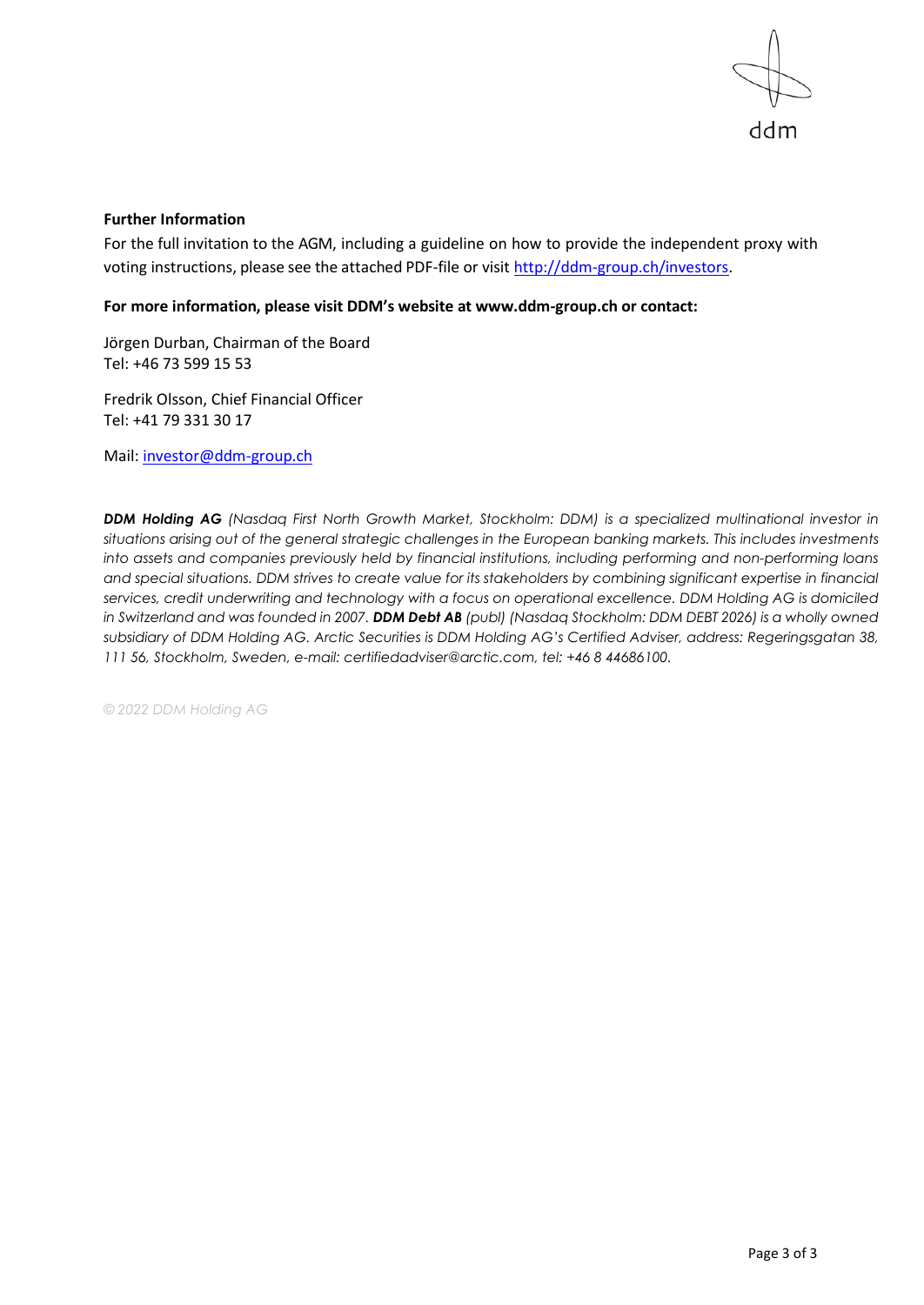**Further Information**

For the full invitation to the AGM, including a guideline on how to provide the independent proxy with voting instructions, please see the attached PDF-file or visit http://ddm-group.ch/investors.

**For more information, please visit DDM's website at www.ddm-group.ch or contact:**

Jörgen Durban, Chairman of the Board
Tel: +46 73 599 15 53

Fredrik Olsson, Chief Financial Officer
Tel: +41 79 331 30 17

Mail: investor@ddm-group.ch

***DDM Holding AG*** *(Nasdaq First North Growth Market, Stockholm: DDM) is a specialized multinational investor in situations arising out of the general strategic challenges in the European banking markets. This includes investments into assets and companies previously held by financial institutions, including performing and non-performing loans and special situations. DDM strives to create value for its stakeholders by combining significant expertise in financial services, credit underwriting and technology with a focus on operational excellence. DDM Holding AG is domiciled in Switzerland and was founded in 2007.* ***DDM Debt AB*** *(publ) (Nasdaq Stockholm: DDM DEBT 2026) is a wholly owned subsidiary of DDM Holding AG. Arctic Securities is DDM Holding AG's Certified Adviser, address: Regeringsgatan 38, 111 56, Stockholm, Sweden, e-mail: certifiedadviser@arctic.com, tel: +46 8 44686100.*

*© 2022 DDM Holding AG*